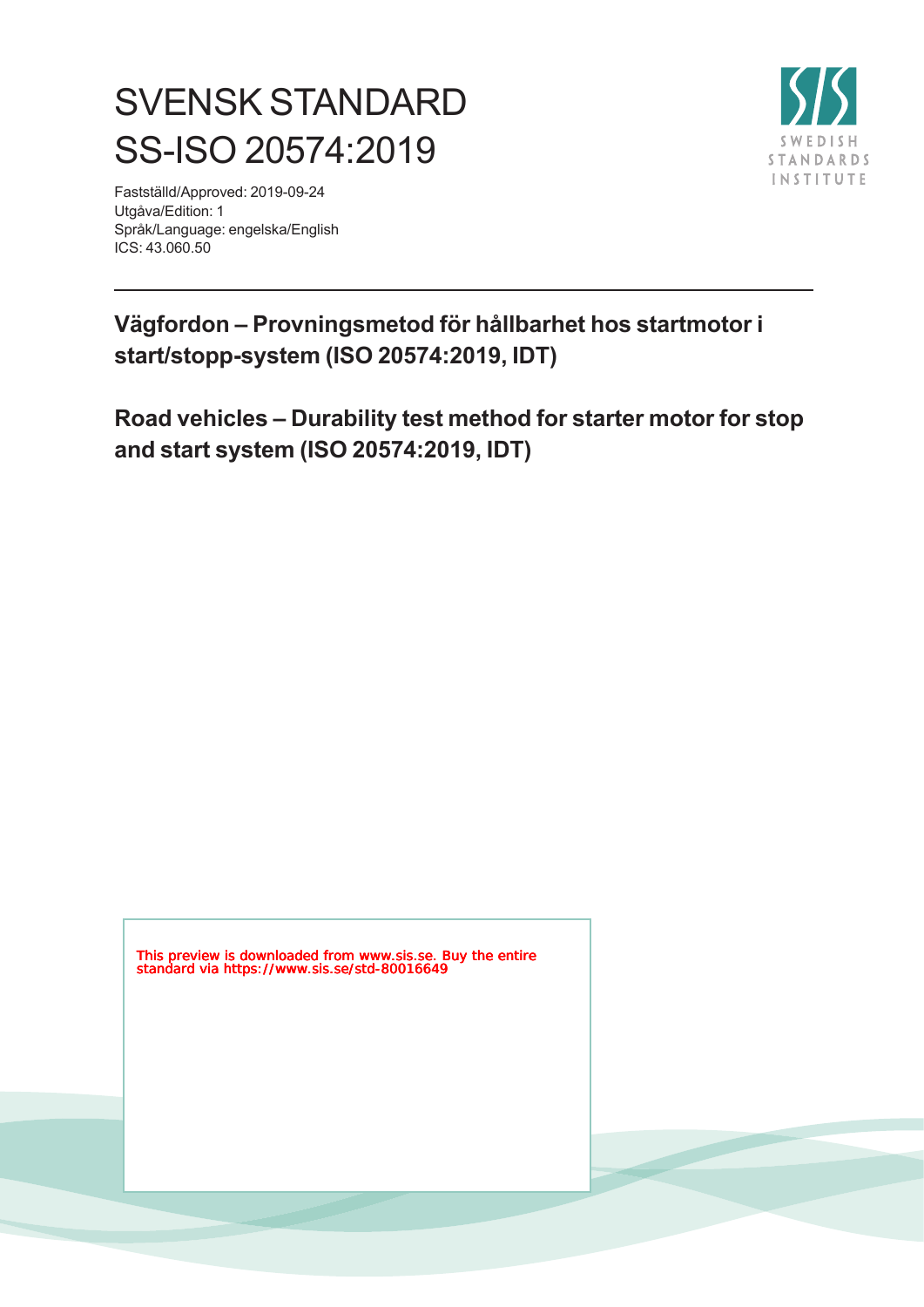# SVENSK STANDARD
# SS-ISO 20574:2019

Fastställd/Approved: 2019-09-24
Utgåva/Edition: 1
Språk/Language: engelska/English
ICS: 43.060.50

## Vägfordon – Provningsmetod för hållbarhet hos startmotor i start/stopp-system (ISO 20574:2019, IDT)

## Road vehicles – Durability test method for starter motor for stop and start system (ISO 20574:2019, IDT)

This preview is downloaded from www.sis.se. Buy the entire standard via https://www.sis.se/std-80016649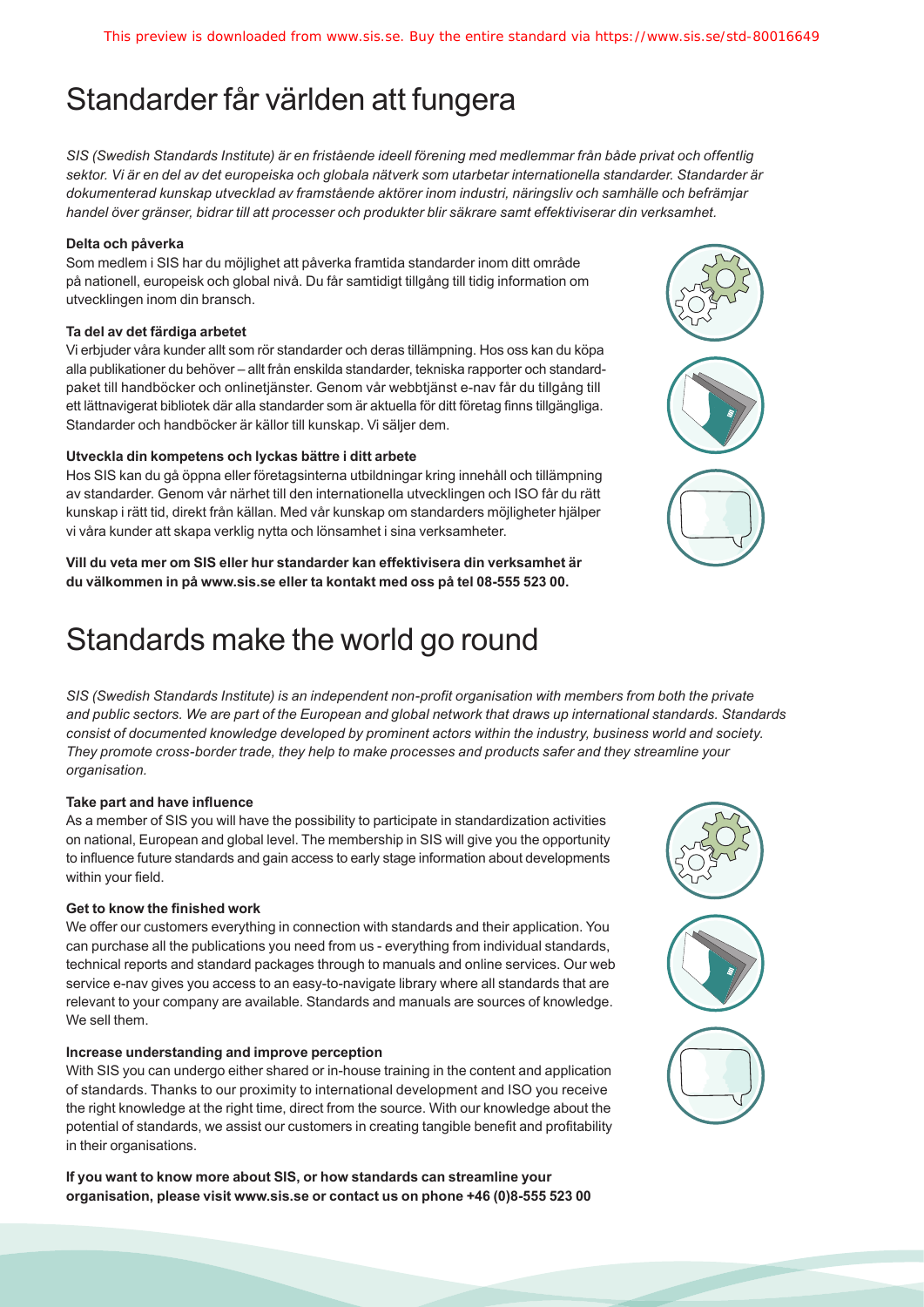# Standarder får världen att fungera

*SIS (Swedish Standards Institute) är en fristående ideell förening med medlemmar från både privat och offentlig sektor. Vi är en del av det europeiska och globala nätverk som utarbetar internationella standarder. Standarder är dokumenterad kunskap utvecklad av framstående aktörer inom industri, näringsliv och samhälle och befrämjar handel över gränser, bidrar till att processer och produkter blir säkrare samt effektiviserar din verksamhet.*

**Delta och påverka**

Som medlem i SIS har du möjlighet att påverka framtida standarder inom ditt område på nationell, europeisk och global nivå. Du får samtidigt tillgång till tidig information om utvecklingen inom din bransch.

**Ta del av det färdiga arbetet**

Vi erbjuder våra kunder allt som rör standarder och deras tillämpning. Hos oss kan du köpa alla publikationer du behöver – allt från enskilda standarder, tekniska rapporter och standardpaket till handböcker och onlinetjänster. Genom vår webbtjänst e-nav får du tillgång till ett lättnavigerat bibliotek där alla standarder som är aktuella för ditt företag finns tillgängliga. Standarder och handböcker är källor till kunskap. Vi säljer dem.

**Utveckla din kompetens och lyckas bättre i ditt arbete**

Hos SIS kan du gå öppna eller företagsinterna utbildningar kring innehåll och tillämpning av standarder. Genom vår närhet till den internationella utvecklingen och ISO får du rätt kunskap i rätt tid, direkt från källan. Med vår kunskap om standarders möjligheter hjälper vi våra kunder att skapa verklig nytta och lönsamhet i sina verksamheter.

**Vill du veta mer om SIS eller hur standarder kan effektivisera din verksamhet är du välkommen in på www.sis.se eller ta kontakt med oss på tel 08-555 523 00.**

# Standards make the world go round

*SIS (Swedish Standards Institute) is an independent non-profit organisation with members from both the private and public sectors. We are part of the European and global network that draws up international standards. Standards consist of documented knowledge developed by prominent actors within the industry, business world and society. They promote cross-border trade, they help to make processes and products safer and they streamline your organisation.*

**Take part and have influence**

As a member of SIS you will have the possibility to participate in standardization activities on national, European and global level. The membership in SIS will give you the opportunity to influence future standards and gain access to early stage information about developments within your field.

**Get to know the finished work**

We offer our customers everything in connection with standards and their application. You can purchase all the publications you need from us - everything from individual standards, technical reports and standard packages through to manuals and online services. Our web service e-nav gives you access to an easy-to-navigate library where all standards that are relevant to your company are available. Standards and manuals are sources of knowledge. We sell them.

**Increase understanding and improve perception**

With SIS you can undergo either shared or in-house training in the content and application of standards. Thanks to our proximity to international development and ISO you receive the right knowledge at the right time, direct from the source. With our knowledge about the potential of standards, we assist our customers in creating tangible benefit and profitability in their organisations.

**If you want to know more about SIS, or how standards can streamline your organisation, please visit www.sis.se or contact us on phone +46 (0)8-555 523 00**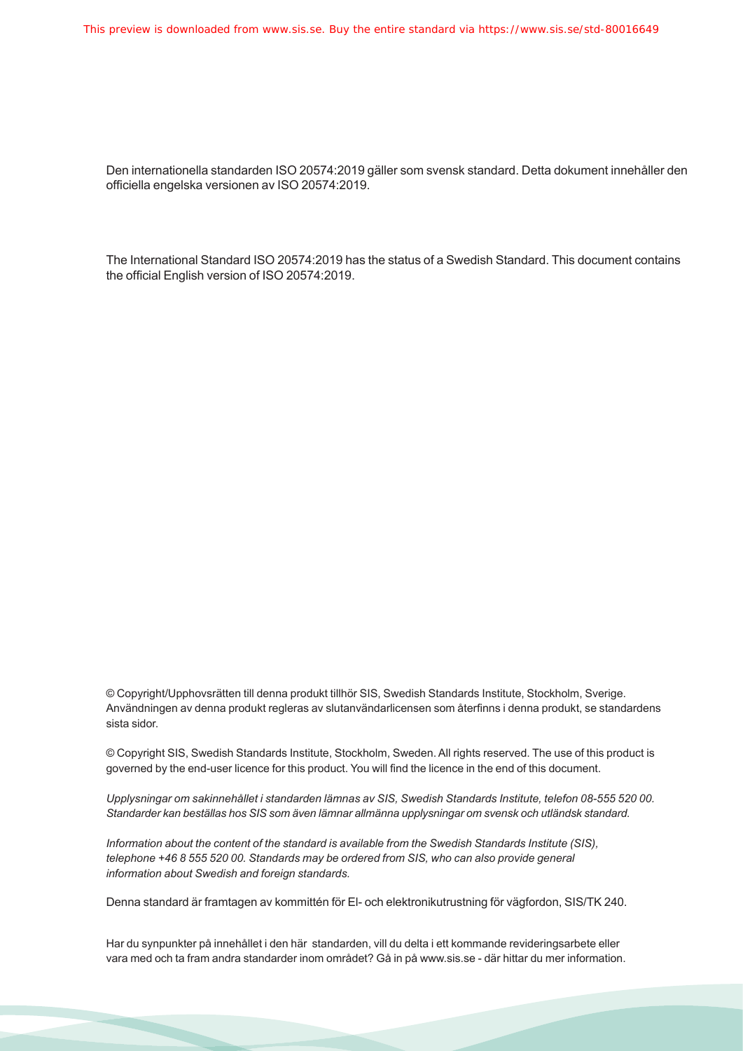Den internationella standarden ISO 20574:2019 gäller som svensk standard. Detta dokument innehåller den officiella engelska versionen av ISO 20574:2019.

The International Standard ISO 20574:2019 has the status of a Swedish Standard. This document contains the official English version of ISO 20574:2019.

© Copyright/Upphovsrätten till denna produkt tillhör SIS, Swedish Standards Institute, Stockholm, Sverige. Användningen av denna produkt regleras av slutanvändarlicensen som återfinns i denna produkt, se standardens sista sidor.

© Copyright SIS, Swedish Standards Institute, Stockholm, Sweden. All rights reserved. The use of this product is governed by the end-user licence for this product. You will find the licence in the end of this document.

*Upplysningar om sakinnehållet i standarden lämnas av SIS, Swedish Standards Institute, telefon 08-555 520 00. Standarder kan beställas hos SIS som även lämnar allmänna upplysningar om svensk och utländsk standard.*

*Information about the content of the standard is available from the Swedish Standards Institute (SIS), telephone +46 8 555 520 00. Standards may be ordered from SIS, who can also provide general information about Swedish and foreign standards.*

Denna standard är framtagen av kommittén för El- och elektronikutrustning för vägfordon, SIS/TK 240.

Har du synpunkter på innehållet i den här standarden, vill du delta i ett kommande revideringsarbete eller vara med och ta fram andra standarder inom området? Gå in på www.sis.se - där hittar du mer information.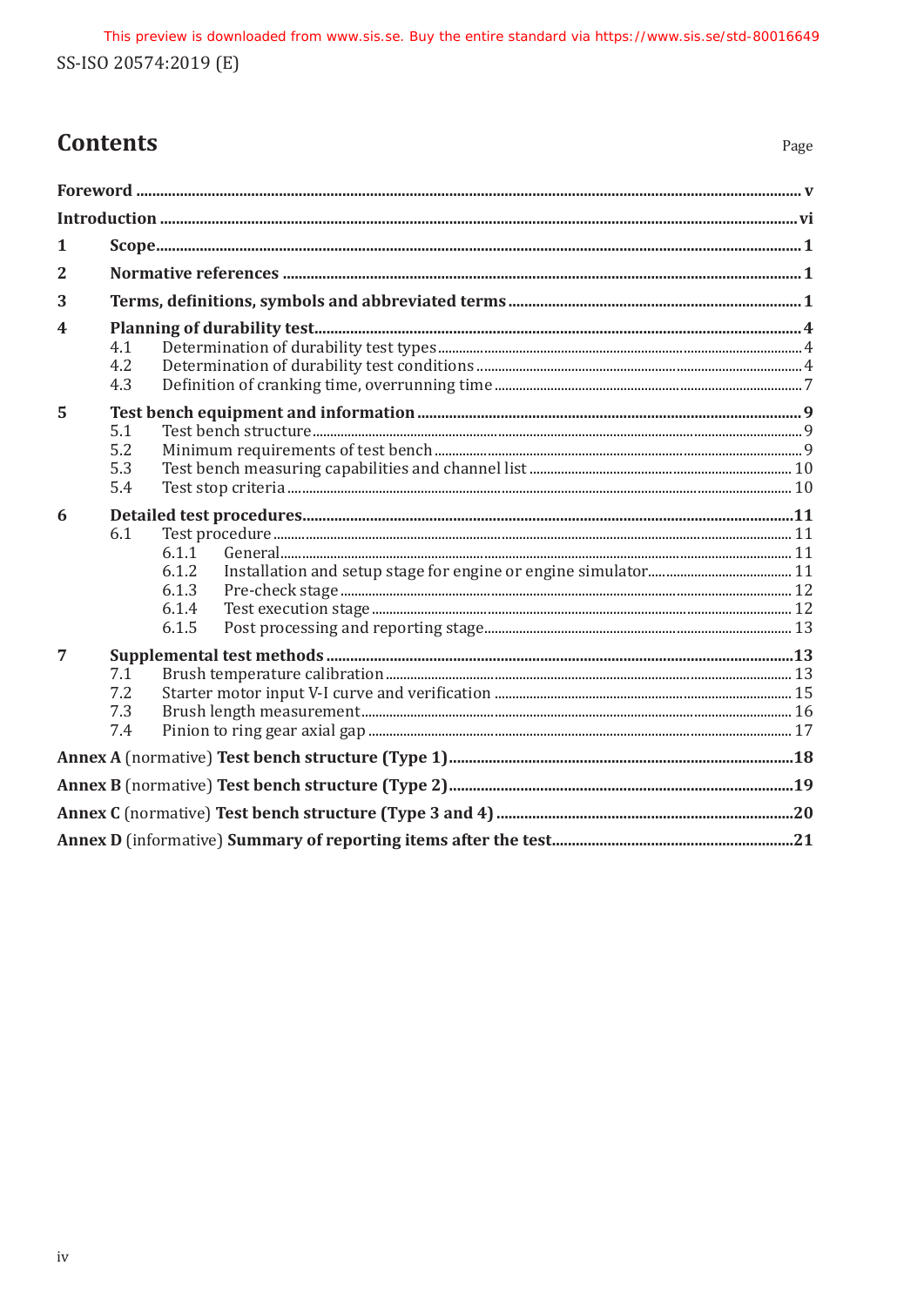# Contents

Page

Foreword ..... v

Introduction ..... vi

1 Scope ..... 1

2 Normative references ..... 1

3 Terms, definitions, symbols and abbreviated terms ..... 1

4 Planning of durability test ..... 4
- 4.1 Determination of durability test types ..... 4
- 4.2 Determination of durability test conditions ..... 4
- 4.3 Definition of cranking time, overrunning time ..... 7

5 Test bench equipment and information ..... 9
- 5.1 Test bench structure ..... 9
- 5.2 Minimum requirements of test bench ..... 9
- 5.3 Test bench measuring capabilities and channel list ..... 10
- 5.4 Test stop criteria ..... 10

6 Detailed test procedures ..... 11
- 6.1 Test procedure ..... 11
  - 6.1.1 General ..... 11
  - 6.1.2 Installation and setup stage for engine or engine simulator ..... 11
  - 6.1.3 Pre-check stage ..... 12
  - 6.1.4 Test execution stage ..... 12
  - 6.1.5 Post processing and reporting stage ..... 13

7 Supplemental test methods ..... 13
- 7.1 Brush temperature calibration ..... 13
- 7.2 Starter motor input V-I curve and verification ..... 15
- 7.3 Brush length measurement ..... 16
- 7.4 Pinion to ring gear axial gap ..... 17

Annex A (normative) Test bench structure (Type 1) ..... 18

Annex B (normative) Test bench structure (Type 2) ..... 19

Annex C (normative) Test bench structure (Type 3 and 4) ..... 20

Annex D (informative) Summary of reporting items after the test ..... 21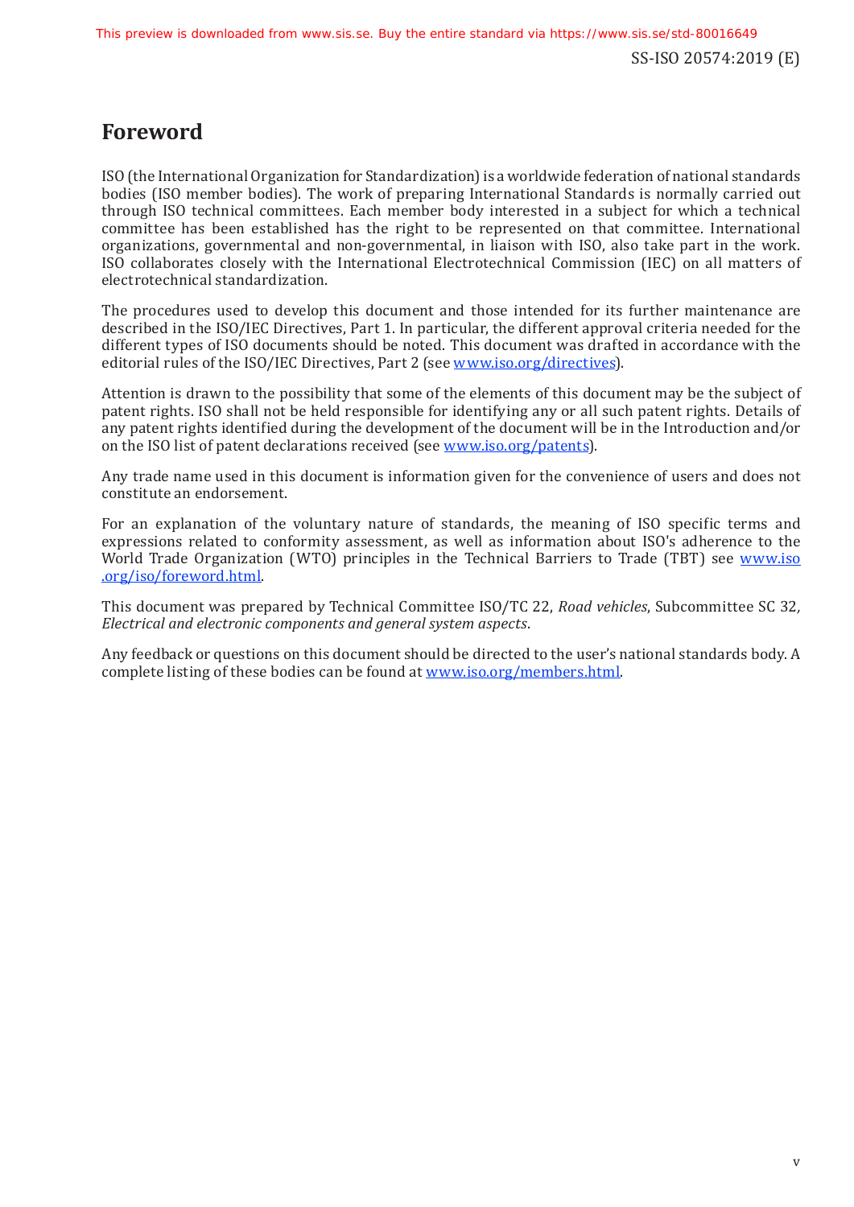# Foreword

ISO (the International Organization for Standardization) is a worldwide federation of national standards bodies (ISO member bodies). The work of preparing International Standards is normally carried out through ISO technical committees. Each member body interested in a subject for which a technical committee has been established has the right to be represented on that committee. International organizations, governmental and non-governmental, in liaison with ISO, also take part in the work. ISO collaborates closely with the International Electrotechnical Commission (IEC) on all matters of electrotechnical standardization.

The procedures used to develop this document and those intended for its further maintenance are described in the ISO/IEC Directives, Part 1. In particular, the different approval criteria needed for the different types of ISO documents should be noted. This document was drafted in accordance with the editorial rules of the ISO/IEC Directives, Part 2 (see www.iso.org/directives).

Attention is drawn to the possibility that some of the elements of this document may be the subject of patent rights. ISO shall not be held responsible for identifying any or all such patent rights. Details of any patent rights identified during the development of the document will be in the Introduction and/or on the ISO list of patent declarations received (see www.iso.org/patents).

Any trade name used in this document is information given for the convenience of users and does not constitute an endorsement.

For an explanation of the voluntary nature of standards, the meaning of ISO specific terms and expressions related to conformity assessment, as well as information about ISO's adherence to the World Trade Organization (WTO) principles in the Technical Barriers to Trade (TBT) see www.iso.org/iso/foreword.html.

This document was prepared by Technical Committee ISO/TC 22, *Road vehicles*, Subcommittee SC 32, *Electrical and electronic components and general system aspects*.

Any feedback or questions on this document should be directed to the user's national standards body. A complete listing of these bodies can be found at www.iso.org/members.html.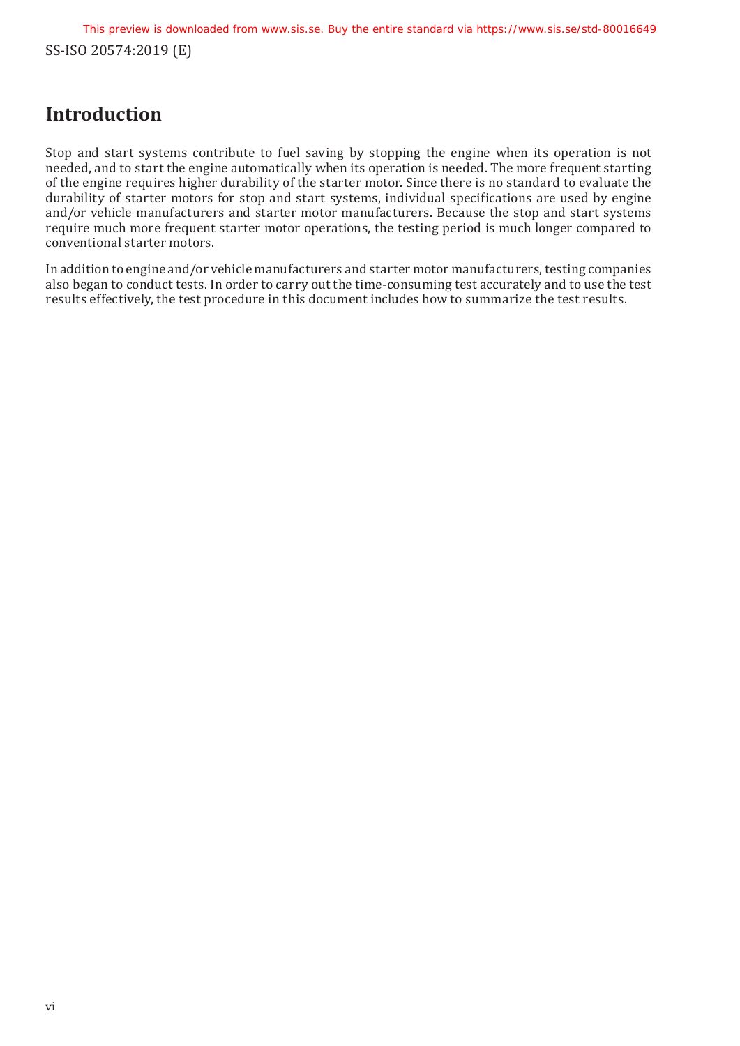# Introduction

Stop and start systems contribute to fuel saving by stopping the engine when its operation is not needed, and to start the engine automatically when its operation is needed. The more frequent starting of the engine requires higher durability of the starter motor. Since there is no standard to evaluate the durability of starter motors for stop and start systems, individual specifications are used by engine and/or vehicle manufacturers and starter motor manufacturers. Because the stop and start systems require much more frequent starter motor operations, the testing period is much longer compared to conventional starter motors.

In addition to engine and/or vehicle manufacturers and starter motor manufacturers, testing companies also began to conduct tests. In order to carry out the time-consuming test accurately and to use the test results effectively, the test procedure in this document includes how to summarize the test results.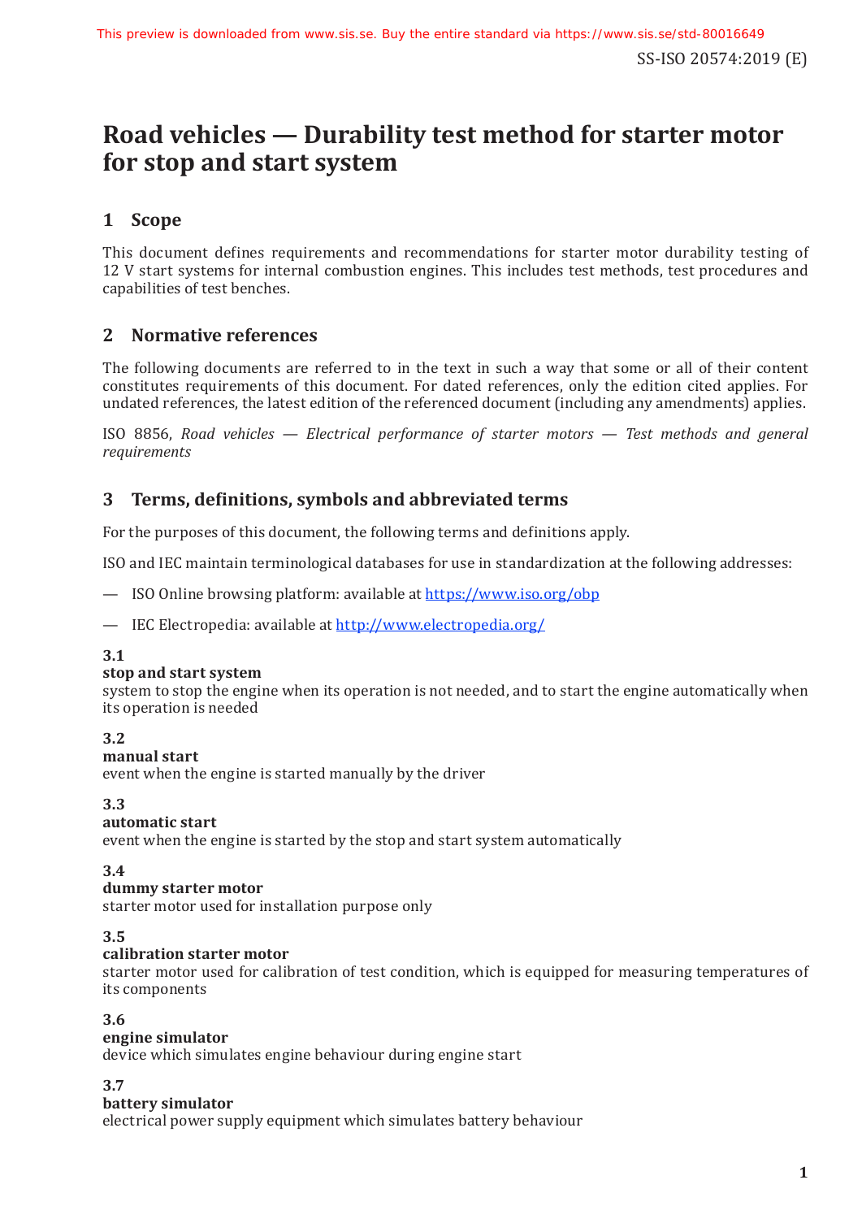# Road vehicles — Durability test method for starter motor for stop and start system

## 1 Scope

This document defines requirements and recommendations for starter motor durability testing of 12 V start systems for internal combustion engines. This includes test methods, test procedures and capabilities of test benches.

## 2 Normative references

The following documents are referred to in the text in such a way that some or all of their content constitutes requirements of this document. For dated references, only the edition cited applies. For undated references, the latest edition of the referenced document (including any amendments) applies.

ISO 8856, *Road vehicles — Electrical performance of starter motors — Test methods and general requirements*

## 3 Terms, definitions, symbols and abbreviated terms

For the purposes of this document, the following terms and definitions apply.

ISO and IEC maintain terminological databases for use in standardization at the following addresses:

— ISO Online browsing platform: available at https://www.iso.org/obp

— IEC Electropedia: available at http://www.electropedia.org/

**3.1**
**stop and start system**
system to stop the engine when its operation is not needed, and to start the engine automatically when its operation is needed

**3.2**
**manual start**
event when the engine is started manually by the driver

**3.3**
**automatic start**
event when the engine is started by the stop and start system automatically

**3.4**
**dummy starter motor**
starter motor used for installation purpose only

**3.5**
**calibration starter motor**
starter motor used for calibration of test condition, which is equipped for measuring temperatures of its components

**3.6**
**engine simulator**
device which simulates engine behaviour during engine start

**3.7**
**battery simulator**
electrical power supply equipment which simulates battery behaviour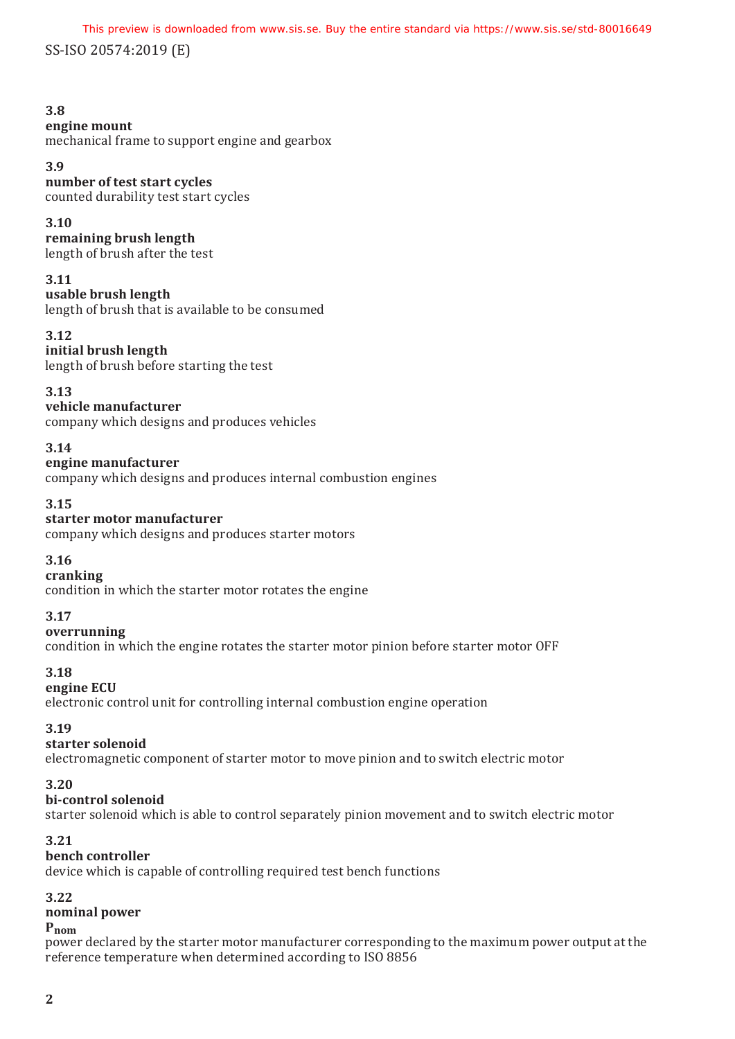**3.8**
**engine mount**
mechanical frame to support engine and gearbox

**3.9**
**number of test start cycles**
counted durability test start cycles

**3.10**
**remaining brush length**
length of brush after the test

**3.11**
**usable brush length**
length of brush that is available to be consumed

**3.12**
**initial brush length**
length of brush before starting the test

**3.13**
**vehicle manufacturer**
company which designs and produces vehicles

**3.14**
**engine manufacturer**
company which designs and produces internal combustion engines

**3.15**
**starter motor manufacturer**
company which designs and produces starter motors

**3.16**
**cranking**
condition in which the starter motor rotates the engine

**3.17**
**overrunning**
condition in which the engine rotates the starter motor pinion before starter motor OFF

**3.18**
**engine ECU**
electronic control unit for controlling internal combustion engine operation

**3.19**
**starter solenoid**
electromagnetic component of starter motor to move pinion and to switch electric motor

**3.20**
**bi-control solenoid**
starter solenoid which is able to control separately pinion movement and to switch electric motor

**3.21**
**bench controller**
device which is capable of controlling required test bench functions

**3.22**
**nominal power**
$P_{nom}$
power declared by the starter motor manufacturer corresponding to the maximum power output at the reference temperature when determined according to ISO 8856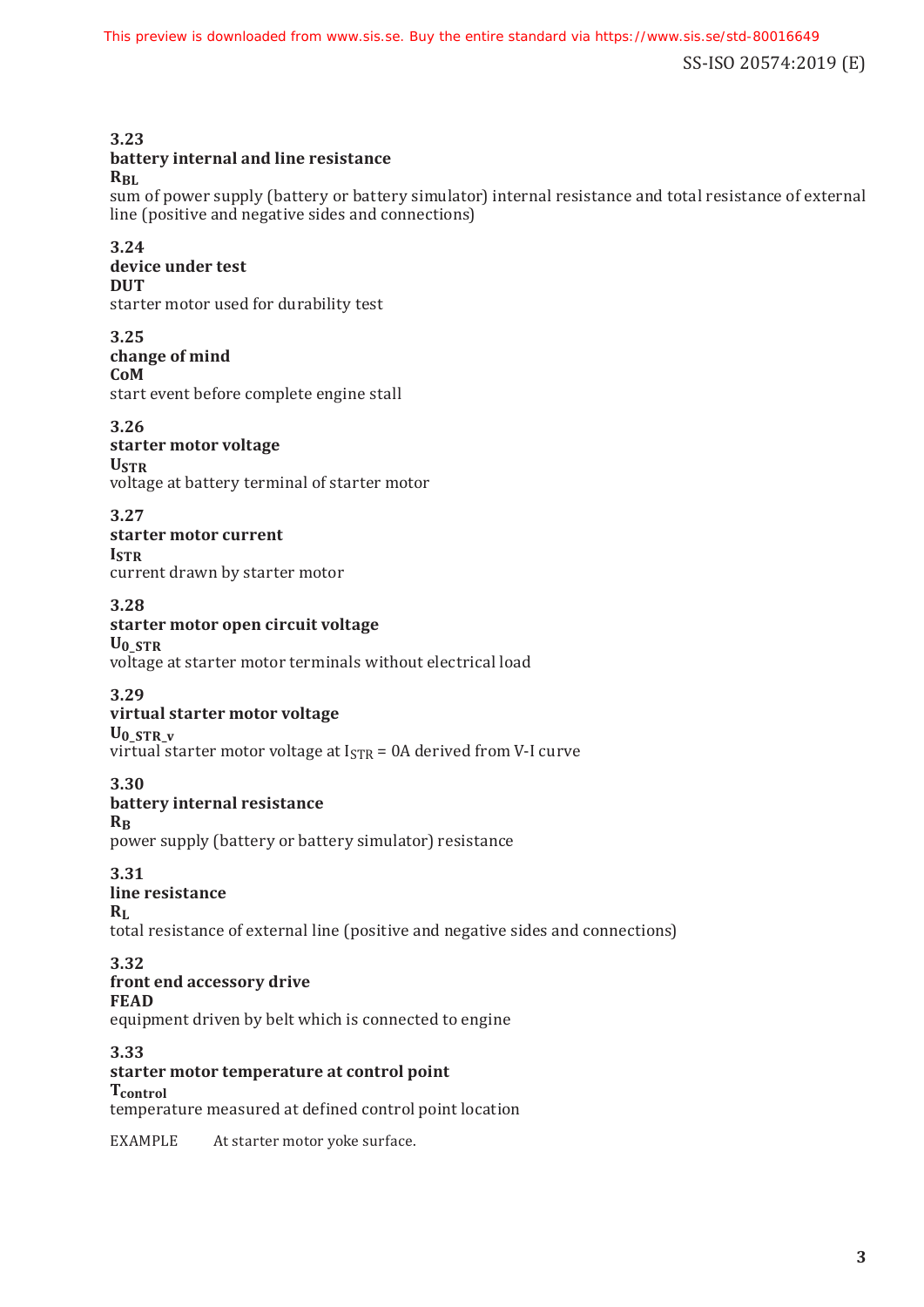**3.23**

**battery internal and line resistance**

**$R_{BL}$**

sum of power supply (battery or battery simulator) internal resistance and total resistance of external line (positive and negative sides and connections)

**3.24**

**device under test**

**DUT**

starter motor used for durability test

**3.25**

**change of mind**

**CoM**

start event before complete engine stall

**3.26**

**starter motor voltage**

**$U_{STR}$**

voltage at battery terminal of starter motor

**3.27**

**starter motor current**

**$I_{STR}$**

current drawn by starter motor

**3.28**

**starter motor open circuit voltage**

**$U_{0\_STR}$**

voltage at starter motor terminals without electrical load

**3.29**

**virtual starter motor voltage**

**$U_{0\_STR\_v}$**

virtual starter motor voltage at $I_{STR}$ = 0A derived from V-I curve

**3.30**

**battery internal resistance**

**$R_B$**

power supply (battery or battery simulator) resistance

**3.31**

**line resistance**

**$R_L$**

total resistance of external line (positive and negative sides and connections)

**3.32**

**front end accessory drive**

**FEAD**

equipment driven by belt which is connected to engine

**3.33**

**starter motor temperature at control point**

**$T_{control}$**

temperature measured at defined control point location

EXAMPLE At starter motor yoke surface.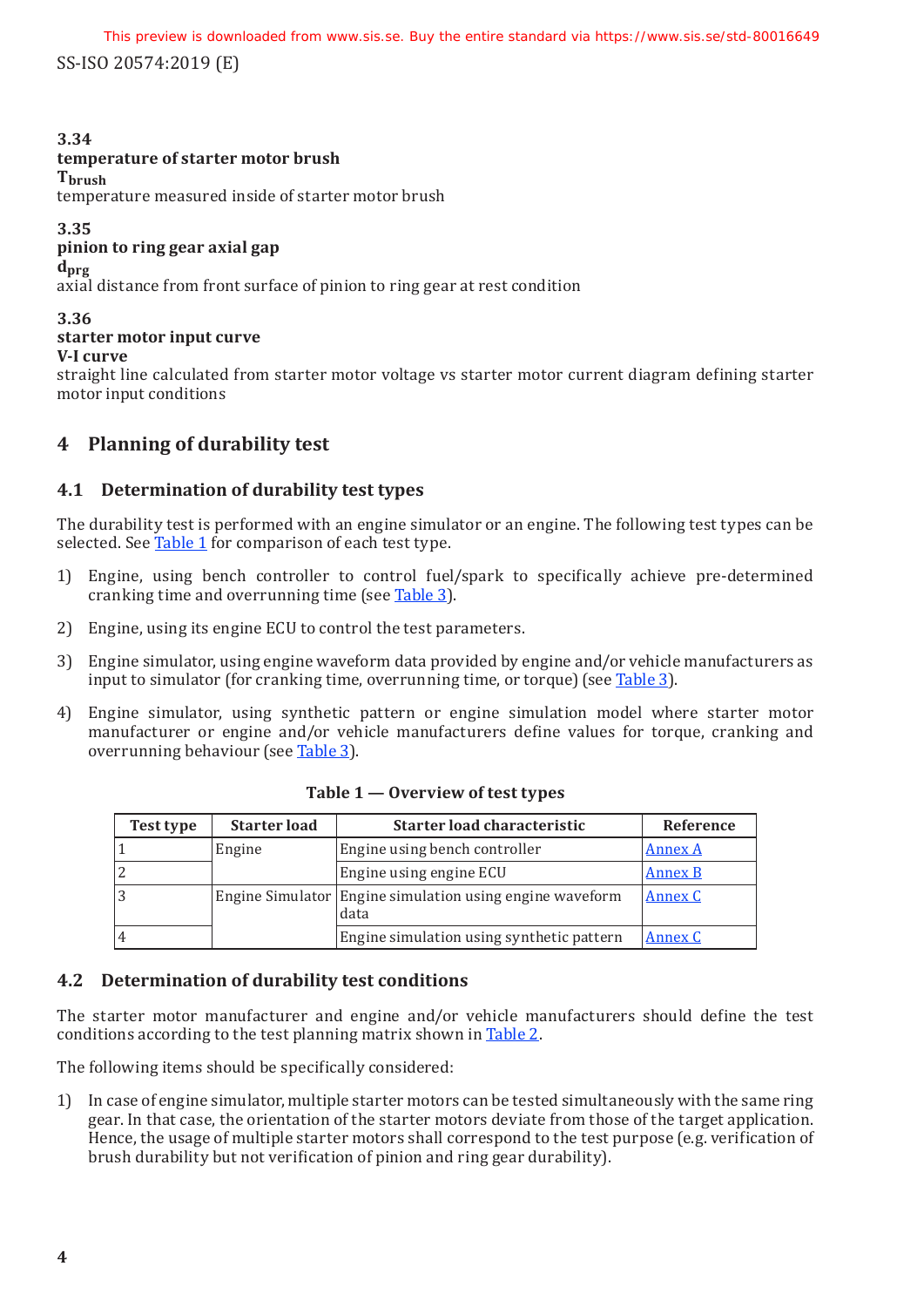**3.34**
**temperature of starter motor brush**
$\mathbf{T_{brush}}$
temperature measured inside of starter motor brush

**3.35**
**pinion to ring gear axial gap**
$\mathbf{d_{prg}}$
axial distance from front surface of pinion to ring gear at rest condition

**3.36**
**starter motor input curve**
**V-I curve**
straight line calculated from starter motor voltage vs starter motor current diagram defining starter motor input conditions

# 4 Planning of durability test

## 4.1 Determination of durability test types

The durability test is performed with an engine simulator or an engine. The following test types can be selected. See Table 1 for comparison of each test type.

1) Engine, using bench controller to control fuel/spark to specifically achieve pre-determined cranking time and overrunning time (see Table 3).

2) Engine, using its engine ECU to control the test parameters.

3) Engine simulator, using engine waveform data provided by engine and/or vehicle manufacturers as input to simulator (for cranking time, overrunning time, or torque) (see Table 3).

4) Engine simulator, using synthetic pattern or engine simulation model where starter motor manufacturer or engine and/or vehicle manufacturers define values for torque, cranking and overrunning behaviour (see Table 3).

**Table 1 — Overview of test types**

| Test type | Starter load | Starter load characteristic | Reference |
|---|---|---|---|
| 1 | Engine | Engine using bench controller | Annex A |
| 2 | | Engine using engine ECU | Annex B |
| 3 | Engine Simulator | Engine simulation using engine waveform data | Annex C |
| 4 | | Engine simulation using synthetic pattern | Annex C |

## 4.2 Determination of durability test conditions

The starter motor manufacturer and engine and/or vehicle manufacturers should define the test conditions according to the test planning matrix shown in Table 2.

The following items should be specifically considered:

1) In case of engine simulator, multiple starter motors can be tested simultaneously with the same ring gear. In that case, the orientation of the starter motors deviate from those of the target application. Hence, the usage of multiple starter motors shall correspond to the test purpose (e.g. verification of brush durability but not verification of pinion and ring gear durability).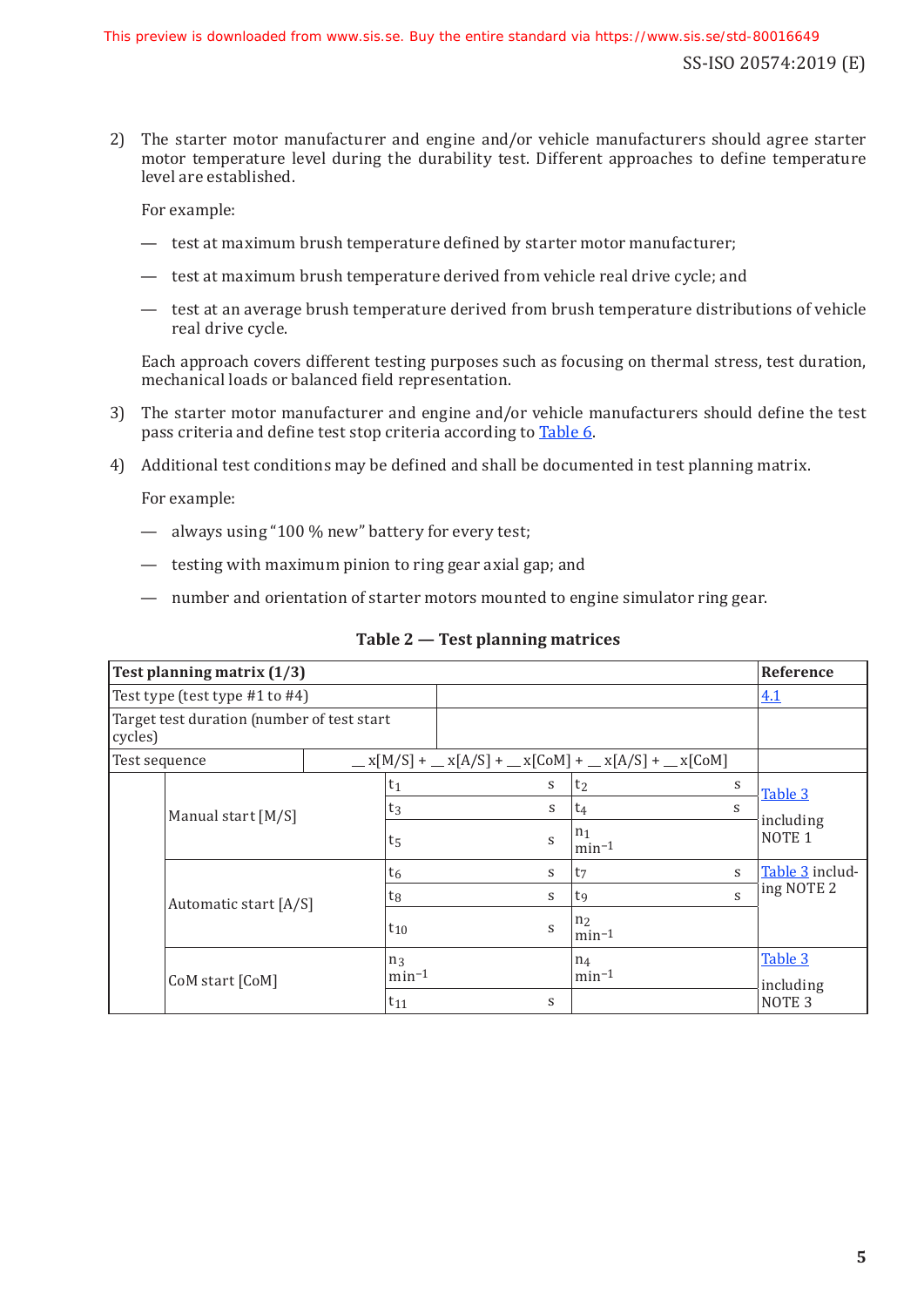2) The starter motor manufacturer and engine and/or vehicle manufacturers should agree starter motor temperature level during the durability test. Different approaches to define temperature level are established.

   For example:

   — test at maximum brush temperature defined by starter motor manufacturer;

   — test at maximum brush temperature derived from vehicle real drive cycle; and

   — test at an average brush temperature derived from brush temperature distributions of vehicle real drive cycle.

   Each approach covers different testing purposes such as focusing on thermal stress, test duration, mechanical loads or balanced field representation.

3) The starter motor manufacturer and engine and/or vehicle manufacturers should define the test pass criteria and define test stop criteria according to Table 6.

4) Additional test conditions may be defined and shall be documented in test planning matrix.

   For example:

   — always using "100 % new" battery for every test;

   — testing with maximum pinion to ring gear axial gap; and

   — number and orientation of starter motors mounted to engine simulator ring gear.

**Table 2 — Test planning matrices**

| **Test planning matrix (1/3)** | | | | **Reference** |
|---|---|---|---|---|
| Test type (test type #1 to #4) | | | | 4.1 |
| Target test duration (number of test start cycles) | | | | |
| Test sequence | __ x[M/S] + __ x[A/S] + __ x[CoM] + __ x[A/S] + __ x[CoM] | | | |
| | Manual start [M/S] | $t_1$ s | $t_2$ s | Table 3 including NOTE 1 |
| | | $t_3$ s | $t_4$ s | |
| | | $t_5$ s | $n_1$ $min^{-1}$ | |
| | Automatic start [A/S] | $t_6$ s | $t_7$ s | Table 3 including NOTE 2 |
| | | $t_8$ s | $t_9$ s | |
| | | $t_{10}$ s | $n_2$ $min^{-1}$ | |
| | CoM start [CoM] | $n_3$ $min^{-1}$ | $n_4$ $min^{-1}$ | Table 3 including NOTE 3 |
| | | $t_{11}$ s | | |